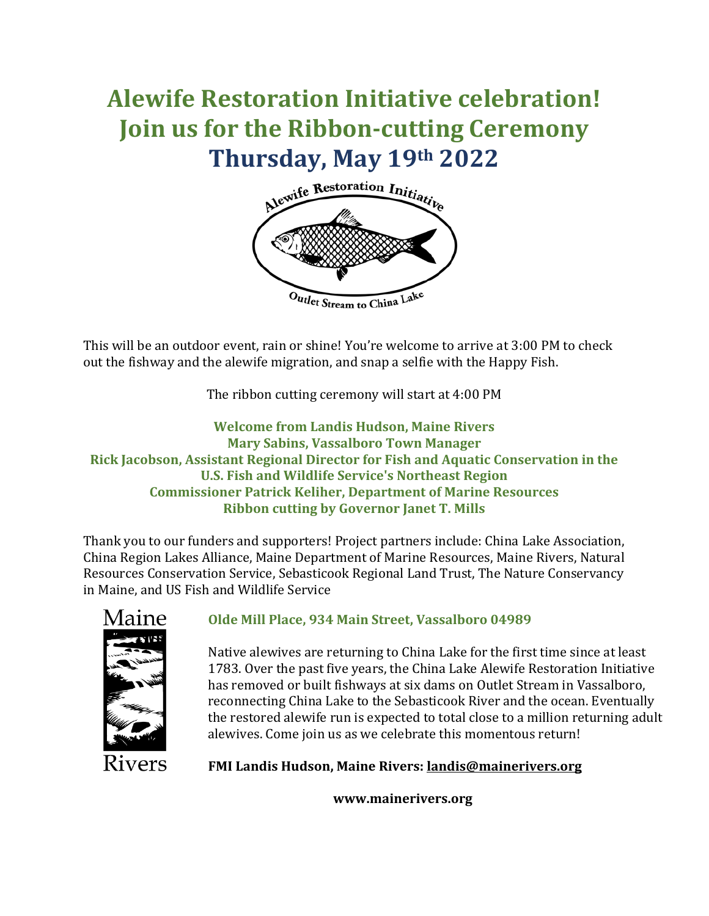# Alewife Restoration Initiative celebration!
# Join us for the Ribbon-cutting Ceremony
# Thursday, May 19th 2022

Alewife Restoration Initiative

Outlet Stream to China Lake

This will be an outdoor event, rain or shine! You're welcome to arrive at 3:00 PM to check out the fishway and the alewife migration, and snap a selfie with the Happy Fish.

The ribbon cutting ceremony will start at 4:00 PM

**Welcome from Landis Hudson, Maine Rivers**
**Mary Sabins, Vassalboro Town Manager**
**Rick Jacobson, Assistant Regional Director for Fish and Aquatic Conservation in the U.S. Fish and Wildlife Service's Northeast Region**
**Commissioner Patrick Keliher, Department of Marine Resources**
**Ribbon cutting by Governor Janet T. Mills**

Thank you to our funders and supporters! Project partners include: China Lake Association, China Region Lakes Alliance, Maine Department of Marine Resources, Maine Rivers, Natural Resources Conservation Service, Sebasticook Regional Land Trust, The Nature Conservancy in Maine, and US Fish and Wildlife Service

Maine Rivers

**Olde Mill Place, 934 Main Street, Vassalboro 04989**

Native alewives are returning to China Lake for the first time since at least 1783. Over the past five years, the China Lake Alewife Restoration Initiative has removed or built fishways at six dams on Outlet Stream in Vassalboro, reconnecting China Lake to the Sebasticook River and the ocean. Eventually the restored alewife run is expected to total close to a million returning adult alewives. Come join us as we celebrate this momentous return!

**FMI Landis Hudson, Maine Rivers: landis@mainerivers.org**

**www.mainerivers.org**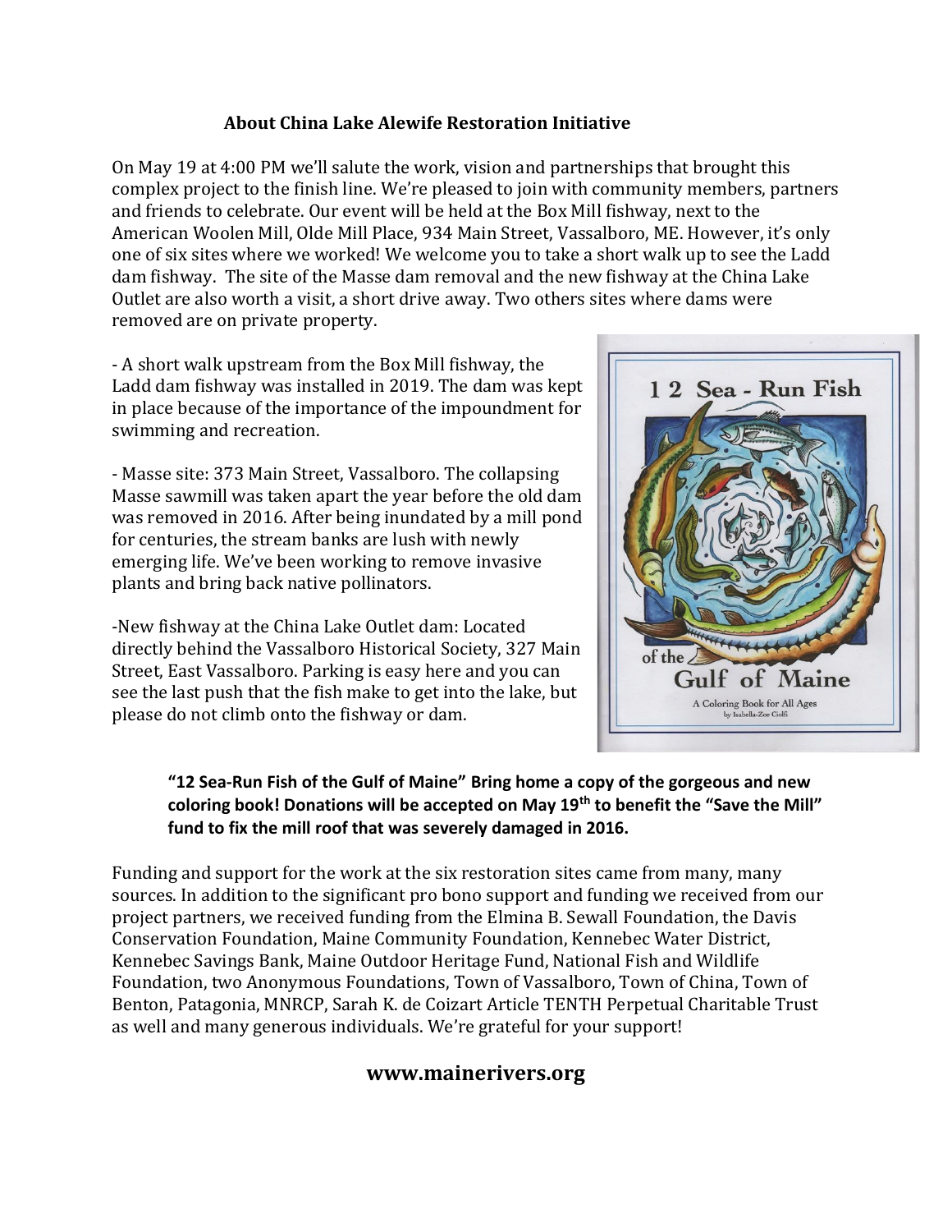**About China Lake Alewife Restoration Initiative**

On May 19 at 4:00 PM we'll salute the work, vision and partnerships that brought this complex project to the finish line. We're pleased to join with community members, partners and friends to celebrate. Our event will be held at the Box Mill fishway, next to the American Woolen Mill, Olde Mill Place, 934 Main Street, Vassalboro, ME. However, it's only one of six sites where we worked! We welcome you to take a short walk up to see the Ladd dam fishway. The site of the Masse dam removal and the new fishway at the China Lake Outlet are also worth a visit, a short drive away. Two others sites where dams were removed are on private property.

- A short walk upstream from the Box Mill fishway, the Ladd dam fishway was installed in 2019. The dam was kept in place because of the importance of the impoundment for swimming and recreation.

- Masse site: 373 Main Street, Vassalboro. The collapsing Masse sawmill was taken apart the year before the old dam was removed in 2016. After being inundated by a mill pond for centuries, the stream banks are lush with newly emerging life. We've been working to remove invasive plants and bring back native pollinators.

-New fishway at the China Lake Outlet dam: Located directly behind the Vassalboro Historical Society, 327 Main Street, East Vassalboro. Parking is easy here and you can see the last push that the fish make to get into the lake, but please do not climb onto the fishway or dam.

12 Sea - Run Fish of the Gulf of Maine

A Coloring Book for All Ages by Isabella-Zoe Ciolfi

**"12 Sea-Run Fish of the Gulf of Maine" Bring home a copy of the gorgeous and new coloring book! Donations will be accepted on May 19th to benefit the "Save the Mill" fund to fix the mill roof that was severely damaged in 2016.**

Funding and support for the work at the six restoration sites came from many, many sources. In addition to the significant pro bono support and funding we received from our project partners, we received funding from the Elmina B. Sewall Foundation, the Davis Conservation Foundation, Maine Community Foundation, Kennebec Water District, Kennebec Savings Bank, Maine Outdoor Heritage Fund, National Fish and Wildlife Foundation, two Anonymous Foundations, Town of Vassalboro, Town of China, Town of Benton, Patagonia, MNRCP, Sarah K. de Coizart Article TENTH Perpetual Charitable Trust as well and many generous individuals. We're grateful for your support!

**www.mainerivers.org**